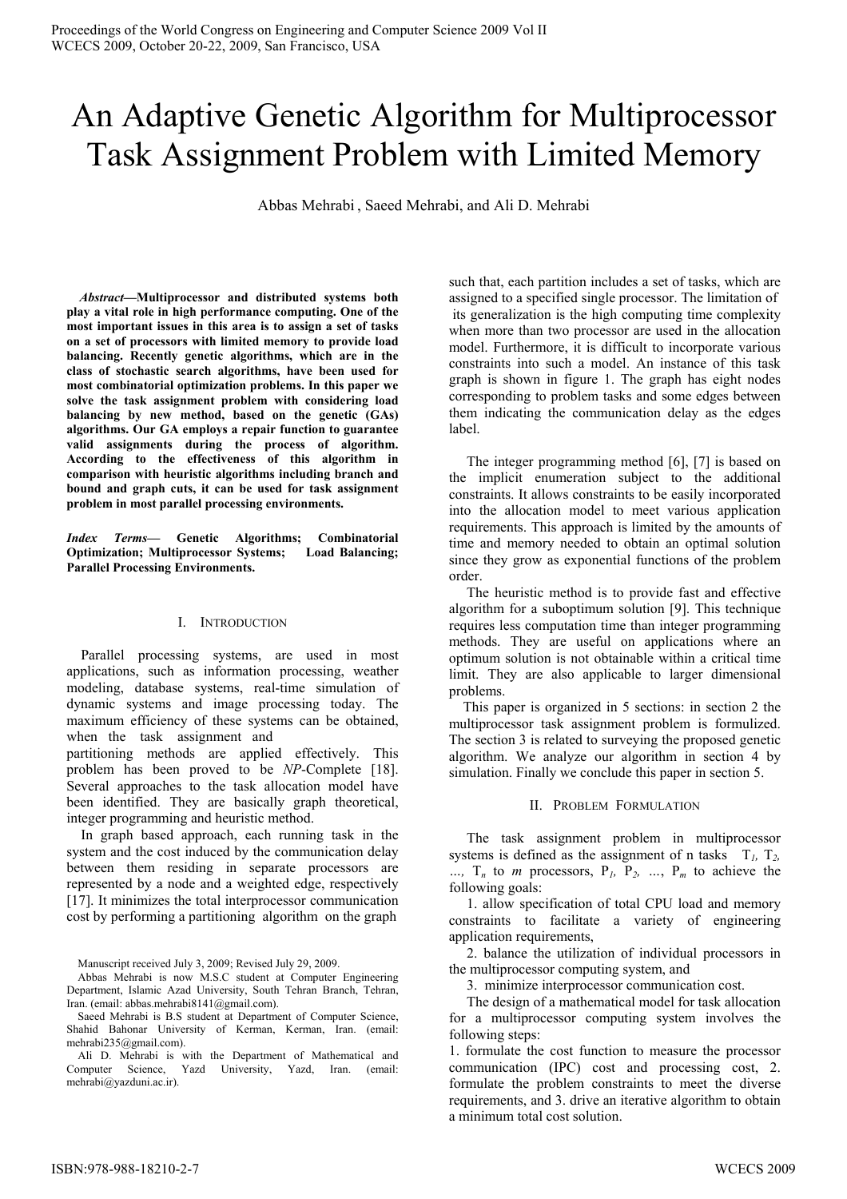# An Adaptive Genetic Algorithm for Multiprocessor Task Assignment Problem with Limited Memory

Abbas Mehrabi , Saeed Mehrabi, and Ali D. Mehrabi

***Abstract*—Multiprocessor and distributed systems both play a vital role in high performance computing. One of the most important issues in this area is to assign a set of tasks on a set of processors with limited memory to provide load balancing. Recently genetic algorithms, which are in the class of stochastic search algorithms, have been used for most combinatorial optimization problems. In this paper we solve the task assignment problem with considering load balancing by new method, based on the genetic (GAs) algorithms. Our GA employs a repair function to guarantee valid assignments during the process of algorithm. According to the effectiveness of this algorithm in comparison with heuristic algorithms including branch and bound and graph cuts, it can be used for task assignment problem in most parallel processing environments.**

***Index Terms*— Genetic Algorithms; Combinatorial Optimization; Multiprocessor Systems; Load Balancing; Parallel Processing Environments.**

## I. Introduction

Parallel processing systems, are used in most applications, such as information processing, weather modeling, database systems, real-time simulation of dynamic systems and image processing today. The maximum efficiency of these systems can be obtained, when the task assignment and partitioning methods are applied effectively. This problem has been proved to be *NP*-Complete [18]. Several approaches to the task allocation model have been identified. They are basically graph theoretical, integer programming and heuristic method.

In graph based approach, each running task in the system and the cost induced by the communication delay between them residing in separate processors are represented by a node and a weighted edge, respectively [17]. It minimizes the total interprocessor communication cost by performing a partitioning algorithm on the graph such that, each partition includes a set of tasks, which are assigned to a specified single processor. The limitation of its generalization is the high computing time complexity when more than two processor are used in the allocation model. Furthermore, it is difficult to incorporate various constraints into such a model. An instance of this task graph is shown in figure 1. The graph has eight nodes corresponding to problem tasks and some edges between them indicating the communication delay as the edges label.

The integer programming method [6], [7] is based on the implicit enumeration subject to the additional constraints. It allows constraints to be easily incorporated into the allocation model to meet various application requirements. This approach is limited by the amounts of time and memory needed to obtain an optimal solution since they grow as exponential functions of the problem order.

The heuristic method is to provide fast and effective algorithm for a suboptimum solution [9]. This technique requires less computation time than integer programming methods. They are useful on applications where an optimum solution is not obtainable within a critical time limit. They are also applicable to larger dimensional problems.

This paper is organized in 5 sections: in section 2 the multiprocessor task assignment problem is formulized. The section 3 is related to surveying the proposed genetic algorithm. We analyze our algorithm in section 4 by simulation. Finally we conclude this paper in section 5.

## II. Problem Formulation

The task assignment problem in multiprocessor systems is defined as the assignment of n tasks $T_1$, $T_2$, ..., $T_n$ to $m$ processors, $P_1$, $P_2$, ..., $P_m$ to achieve the following goals:

1. allow specification of total CPU load and memory constraints to facilitate a variety of engineering application requirements,
2. balance the utilization of individual processors in the multiprocessor computing system, and
3. minimize interprocessor communication cost.

The design of a mathematical model for task allocation for a multiprocessor computing system involves the following steps:
1. formulate the cost function to measure the processor communication (IPC) cost and processing cost, 2. formulate the problem constraints to meet the diverse requirements, and 3. drive an iterative algorithm to obtain a minimum total cost solution.

Manuscript received July 3, 2009; Revised July 29, 2009.

Abbas Mehrabi is now M.S.C student at Computer Engineering Department, Islamic Azad University, South Tehran Branch, Tehran, Iran. (email: abbas.mehrabi8141@gmail.com).

Saeed Mehrabi is B.S student at Department of Computer Science, Shahid Bahonar University of Kerman, Kerman, Iran. (email: mehrabi235@gmail.com).

Ali D. Mehrabi is with the Department of Mathematical and Computer Science, Yazd University, Yazd, Iran. (email: mehrabi@yazduni.ac.ir).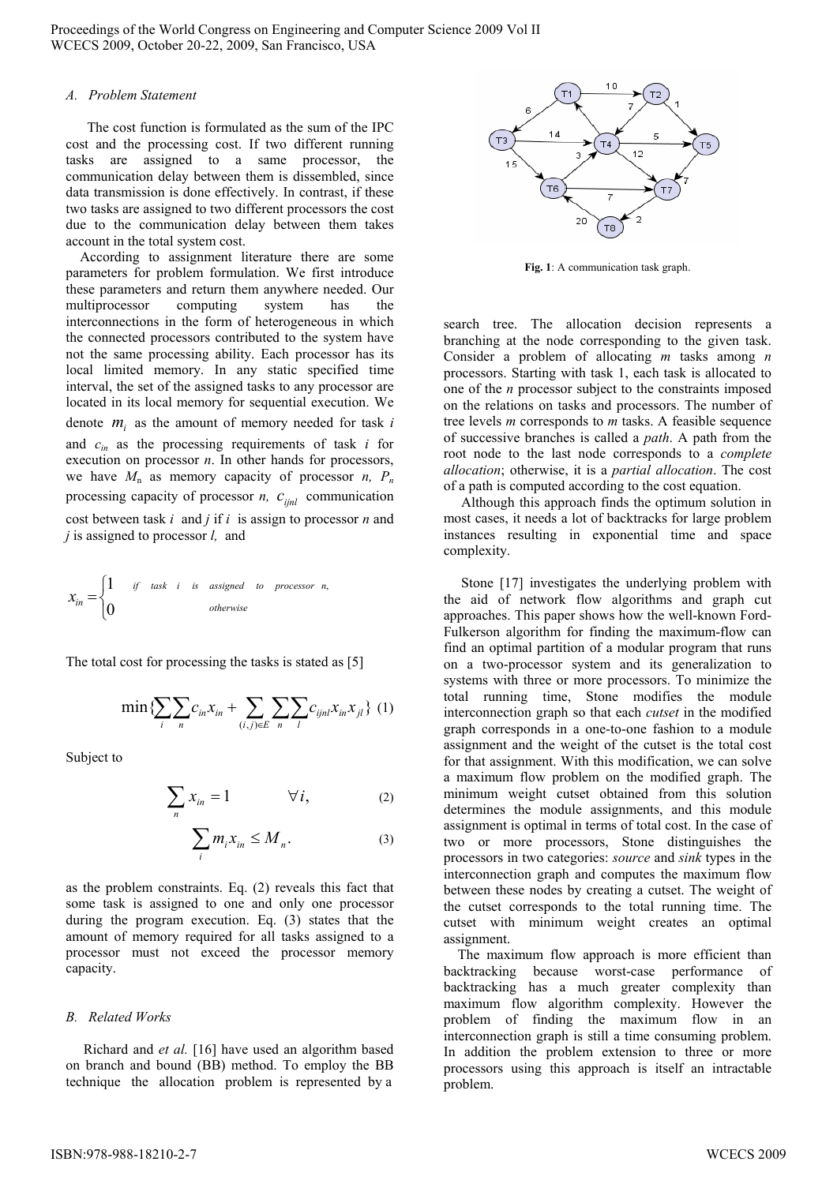### A. Problem Statement

The cost function is formulated as the sum of the IPC cost and the processing cost. If two different running tasks are assigned to a same processor, the communication delay between them is dissembled, since data transmission is done effectively. In contrast, if these two tasks are assigned to two different processors the cost due to the communication delay between them takes account in the total system cost.

According to assignment literature there are some parameters for problem formulation. We first introduce these parameters and return them anywhere needed. Our multiprocessor computing system has the interconnections in the form of heterogeneous in which the connected processors contributed to the system have not the same processing ability. Each processor has its local limited memory. In any static specified time interval, the set of the assigned tasks to any processor are located in its local memory for sequential execution. We denote $m_i$ as the amount of memory needed for task *i* and $c_{in}$ as the processing requirements of task *i* for execution on processor *n*. In other hands for processors, we have $M_n$ as memory capacity of processor *n*, $P_n$ processing capacity of processor *n*, $c_{ijnl}$ communication cost between task *i* and *j* if *i* is assign to processor *n* and *j* is assigned to processor *l*, and

$$x_{in} = \begin{cases} 1 & \text{if task } i \text{ is assigned to processor } n, \\ 0 & \text{otherwise} \end{cases}$$

The total cost for processing the tasks is stated as [5]

$$\min\{\sum_{i}\sum_{n} c_{in}x_{in} + \sum_{(i,j)\in E}\sum_{n}\sum_{l} c_{ijnl}x_{in}x_{jl}\} \quad (1)$$

Subject to

$$\sum_{n} x_{in} = 1 \qquad \forall i, \quad (2)$$

$$\sum_{i} m_i x_{in} \leq M_n. \quad (3)$$

as the problem constraints. Eq. (2) reveals this fact that some task is assigned to one and only one processor during the program execution. Eq. (3) states that the amount of memory required for all tasks assigned to a processor must not exceed the processor memory capacity.

### B. Related Works

Richard and *et al.* [16] have used an algorithm based on branch and bound (BB) method. To employ the BB technique the allocation problem is represented by a search tree. The allocation decision represents a branching at the node corresponding to the given task. Consider a problem of allocating *m* tasks among *n* processors. Starting with task 1, each task is allocated to one of the *n* processor subject to the constraints imposed on the relations on tasks and processors. The number of tree levels *m* corresponds to *m* tasks. A feasible sequence of successive branches is called a *path*. A path from the root node to the last node corresponds to a *complete allocation*; otherwise, it is a *partial allocation*. The cost of a path is computed according to the cost equation.

**Fig. 1**: A communication task graph.

Although this approach finds the optimum solution in most cases, it needs a lot of backtracks for large problem instances resulting in exponential time and space complexity.

Stone [17] investigates the underlying problem with the aid of network flow algorithms and graph cut approaches. This paper shows how the well-known Ford-Fulkerson algorithm for finding the maximum-flow can find an optimal partition of a modular program that runs on a two-processor system and its generalization to systems with three or more processors. To minimize the total running time, Stone modifies the module interconnection graph so that each *cutset* in the modified graph corresponds in a one-to-one fashion to a module assignment and the weight of the cutset is the total cost for that assignment. With this modification, we can solve a maximum flow problem on the modified graph. The minimum weight cutset obtained from this solution determines the module assignments, and this module assignment is optimal in terms of total cost. In the case of two or more processors, Stone distinguishes the processors in two categories: *source* and *sink* types in the interconnection graph and computes the maximum flow between these nodes by creating a cutset. The weight of the cutset corresponds to the total running time. The cutset with minimum weight creates an optimal assignment.

The maximum flow approach is more efficient than backtracking because worst-case performance of backtracking has a much greater complexity than maximum flow algorithm complexity. However the problem of finding the maximum flow in an interconnection graph is still a time consuming problem. In addition the problem extension to three or more processors using this approach is itself an intractable problem.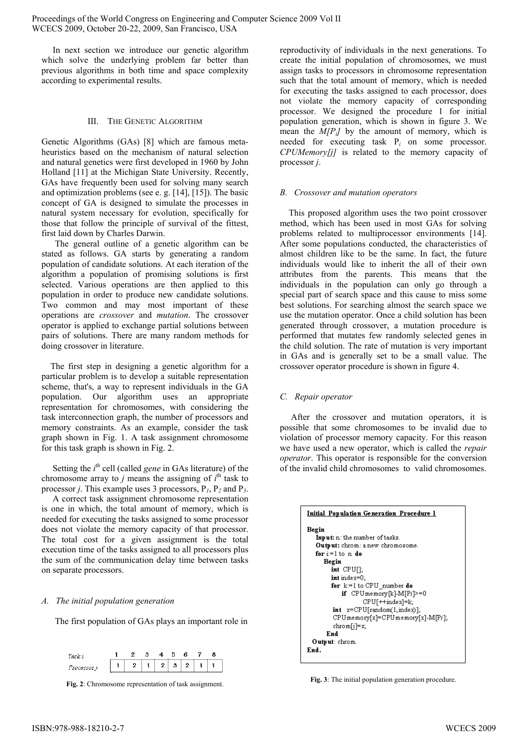In next section we introduce our genetic algorithm which solve the underlying problem far better than previous algorithms in both time and space complexity according to experimental results.

## III. The Genetic Algorithm

Genetic Algorithms (GAs) [8] which are famous meta-heuristics based on the mechanism of natural selection and natural genetics were first developed in 1960 by John Holland [11] at the Michigan State University. Recently, GAs have frequently been used for solving many search and optimization problems (see e. g. [14], [15]). The basic concept of GA is designed to simulate the processes in natural system necessary for evolution, specifically for those that follow the principle of survival of the fittest, first laid down by Charles Darwin.

The general outline of a genetic algorithm can be stated as follows. GA starts by generating a random population of candidate solutions. At each iteration of the algorithm a population of promising solutions is first selected. Various operations are then applied to this population in order to produce new candidate solutions. Two common and may most important of these operations are *crossover* and *mutation*. The crossover operator is applied to exchange partial solutions between pairs of solutions. There are many random methods for doing crossover in literature.

The first step in designing a genetic algorithm for a particular problem is to develop a suitable representation scheme, that's, a way to represent individuals in the GA population. Our algorithm uses an appropriate representation for chromosomes, with considering the task interconnection graph, the number of processors and memory constraints. As an example, consider the task graph shown in Fig. 1. A task assignment chromosome for this task graph is shown in Fig. 2.

Setting the $i^{th}$ cell (called *gene* in GAs literature) of the chromosome array to $j$ means the assigning of $i^{th}$ task to processor $j$. This example uses 3 processors, $P_1$, $P_2$ and $P_3$.

A correct task assignment chromosome representation is one in which, the total amount of memory, which is needed for executing the tasks assigned to some processor does not violate the memory capacity of that processor. The total cost for a given assignment is the total execution time of the tasks assigned to all processors plus the sum of the communication delay time between tasks on separate processors.

### A. The initial population generation

The first population of GAs plays an important role in reproductivity of individuals in the next generations. To create the initial population of chromosomes, we must assign tasks to processors in chromosome representation such that the total amount of memory, which is needed for executing the tasks assigned to each processor, does not violate the memory capacity of corresponding processor. We designed the procedure 1 for initial population generation, which is shown in figure 3. We mean the $M[P_i]$ by the amount of memory, which is needed for executing task $P_i$ on some processor. *CPUMemory[j]* is related to the memory capacity of processor *j*.

| Task i | 1 | 2 | 3 | 4 | 5 | 6 | 7 | 8 |
|---|---|---|---|---|---|---|---|---|
| Processor j | 1 | 2 | 1 | 2 | 3 | 2 | 1 | 1 |

**Fig. 2**: Chromosome representation of task assignment.

### B. Crossover and mutation operators

This proposed algorithm uses the two point crossover method, which has been used in most GAs for solving problems related to multiprocessor environments [14]. After some populations conducted, the characteristics of almost children like to be the same. In fact, the future individuals would like to inherit the all of their own attributes from the parents. This means that the individuals in the population can only go through a special part of search space and this cause to miss some best solutions. For searching almost the search space we use the mutation operator. Once a child solution has been generated through crossover, a mutation procedure is performed that mutates few randomly selected genes in the child solution. The rate of mutation is very important in GAs and is generally set to be a small value. The crossover operator procedure is shown in figure 4.

### C. Repair operator

After the crossover and mutation operators, it is possible that some chromosomes to be invalid due to violation of processor memory capacity. For this reason we have used a new operator, which is called the *repair operator*. This operator is responsible for the conversion of the invalid child chromosomes to valid chromosomes.

```
Initial Population Generation Procedure 1

Begin
   Input: n: the number of tasks.
   Output: chrom: a new chromosome.
   for i:=1 to n do
      Begin
         int CPU[];
         int index=0;
         for k:=1 to CPU_number do
             if CPUmemory[k]-M[Pi]>=0
                  CPU[++index]=k;
         int x=CPU[random(1,index)];
         CPUmemory[x]=CPUmemory[x]-M[Pi];
         chrom[j]=x;
      End
   Output: chrom.
End.
```

**Fig. 3**: The initial population generation procedure.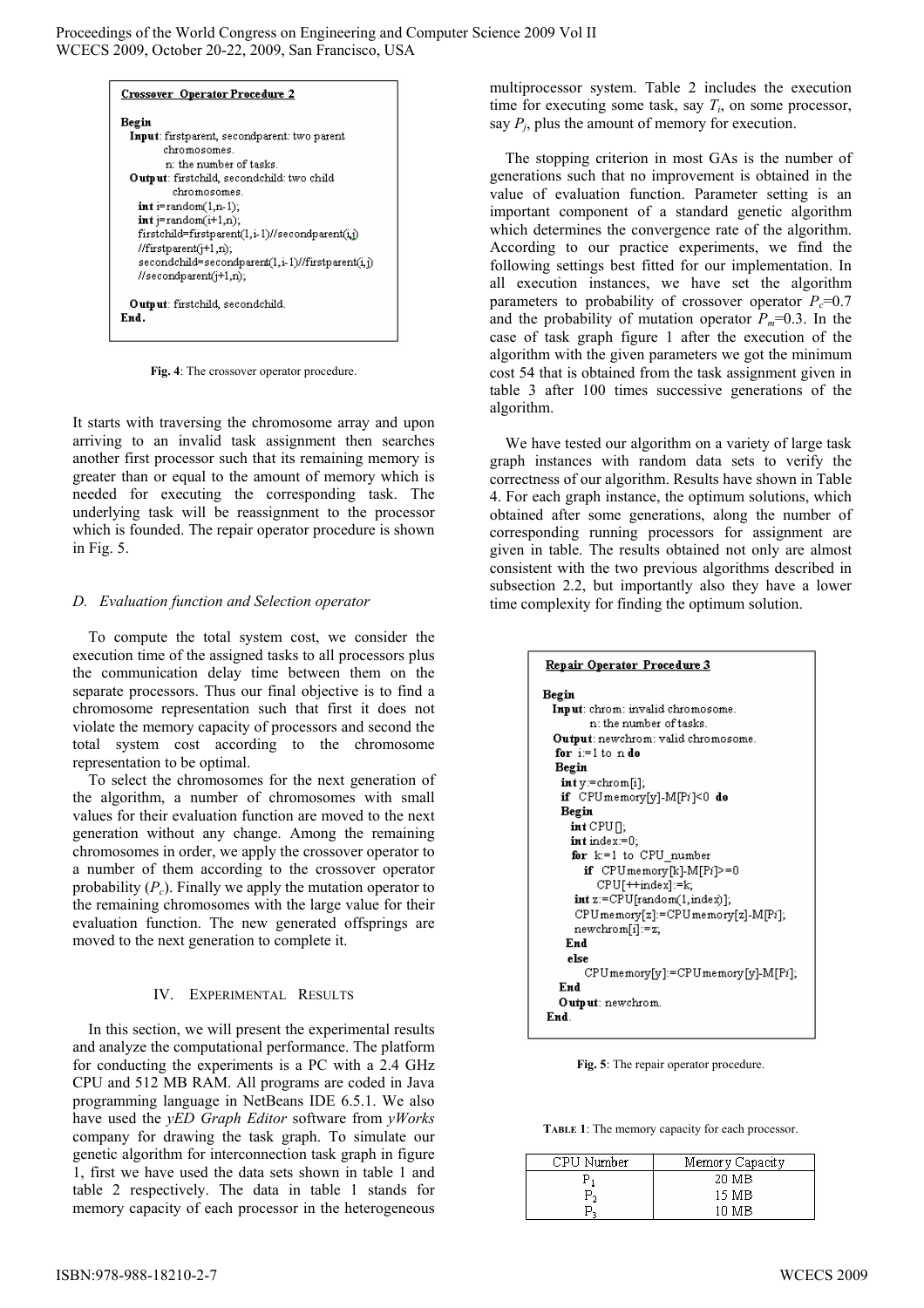```
Crossover Operator Procedure 2

Begin
  Input: firstparent, secondparent: two parent
         chromosomes.
         n: the number of tasks.
  Output: firstchild, secondchild: two child
          chromosomes.
    int i=random(1,n-1);
    int j=random(i+1,n);
    firstchild=firstparent(1,i-1)//secondparent(i,j)
    //firstparent(j+1,n);
    secondchild=secondparent(1,i-1)//firstparent(i,j)
    //secondparent(j+1,n);

  Output: firstchild, secondchild.
End.
```

**Fig. 4**: The crossover operator procedure.

It starts with traversing the chromosome array and upon arriving to an invalid task assignment then searches another first processor such that its remaining memory is greater than or equal to the amount of memory which is needed for executing the corresponding task. The underlying task will be reassignment to the processor which is founded. The repair operator procedure is shown in Fig. 5.

### *D. Evaluation function and Selection operator*

To compute the total system cost, we consider the execution time of the assigned tasks to all processors plus the communication delay time between them on the separate processors. Thus our final objective is to find a chromosome representation such that first it does not violate the memory capacity of processors and second the total system cost according to the chromosome representation to be optimal.

To select the chromosomes for the next generation of the algorithm, a number of chromosomes with small values for their evaluation function are moved to the next generation without any change. Among the remaining chromosomes in order, we apply the crossover operator to a number of them according to the crossover operator probability ($P_c$). Finally we apply the mutation operator to the remaining chromosomes with the large value for their evaluation function. The new generated offsprings are moved to the next generation to complete it.

## IV. EXPERIMENTAL RESULTS

In this section, we will present the experimental results and analyze the computational performance. The platform for conducting the experiments is a PC with a 2.4 GHz CPU and 512 MB RAM. All programs are coded in Java programming language in NetBeans IDE 6.5.1. We also have used the *yED Graph Editor* software from *yWorks* company for drawing the task graph. To simulate our genetic algorithm for interconnection task graph in figure 1, first we have used the data sets shown in table 1 and table 2 respectively. The data in table 1 stands for memory capacity of each processor in the heterogeneous multiprocessor system. Table 2 includes the execution time for executing some task, say $T_i$, on some processor, say $P_j$, plus the amount of memory for execution.

The stopping criterion in most GAs is the number of generations such that no improvement is obtained in the value of evaluation function. Parameter setting is an important component of a standard genetic algorithm which determines the convergence rate of the algorithm. According to our practice experiments, we find the following settings best fitted for our implementation. In all execution instances, we have set the algorithm parameters to probability of crossover operator $P_c$=0.7 and the probability of mutation operator $P_m$=0.3. In the case of task graph figure 1 after the execution of the algorithm with the given parameters we got the minimum cost 54 that is obtained from the task assignment given in table 3 after 100 times successive generations of the algorithm.

We have tested our algorithm on a variety of large task graph instances with random data sets to verify the correctness of our algorithm. Results have shown in Table 4. For each graph instance, the optimum solutions, which obtained after some generations, along the number of corresponding running processors for assignment are given in table. The results obtained not only are almost consistent with the two previous algorithms described in subsection 2.2, but importantly also they have a lower time complexity for finding the optimum solution.

```
Repair Operator Procedure 3

Begin
  Input: chrom: invalid chromosome.
         n: the number of tasks.
  Output: newchrom: valid chromosome.
  for i:=1 to n do
  Begin
    int y:=chrom[i];
    if CPUmemory[y]-M[Pi]<0 do
    Begin
      int CPU[];
      int index:=0;
      for k:=1 to CPU_number
        if CPUmemory[k]-M[Pi]>=0
          CPU[++index]:=k;
      int z:=CPU[random(1,index)];
      CPUmemory[z]:=CPUmemory[z]-M[Pi];
      newchrom[i]:=z;
    End
    else
      CPUmemory[y]:=CPUmemory[y]-M[Pi];
  End
  Output: newchrom.
End.
```

**Fig. 5**: The repair operator procedure.

**TABLE 1**: The memory capacity for each processor.

| CPU Number | Memory Capacity |
|---|---|
| $P_1$ | 20 MB |
| $P_2$ | 15 MB |
| $P_3$ | 10 MB |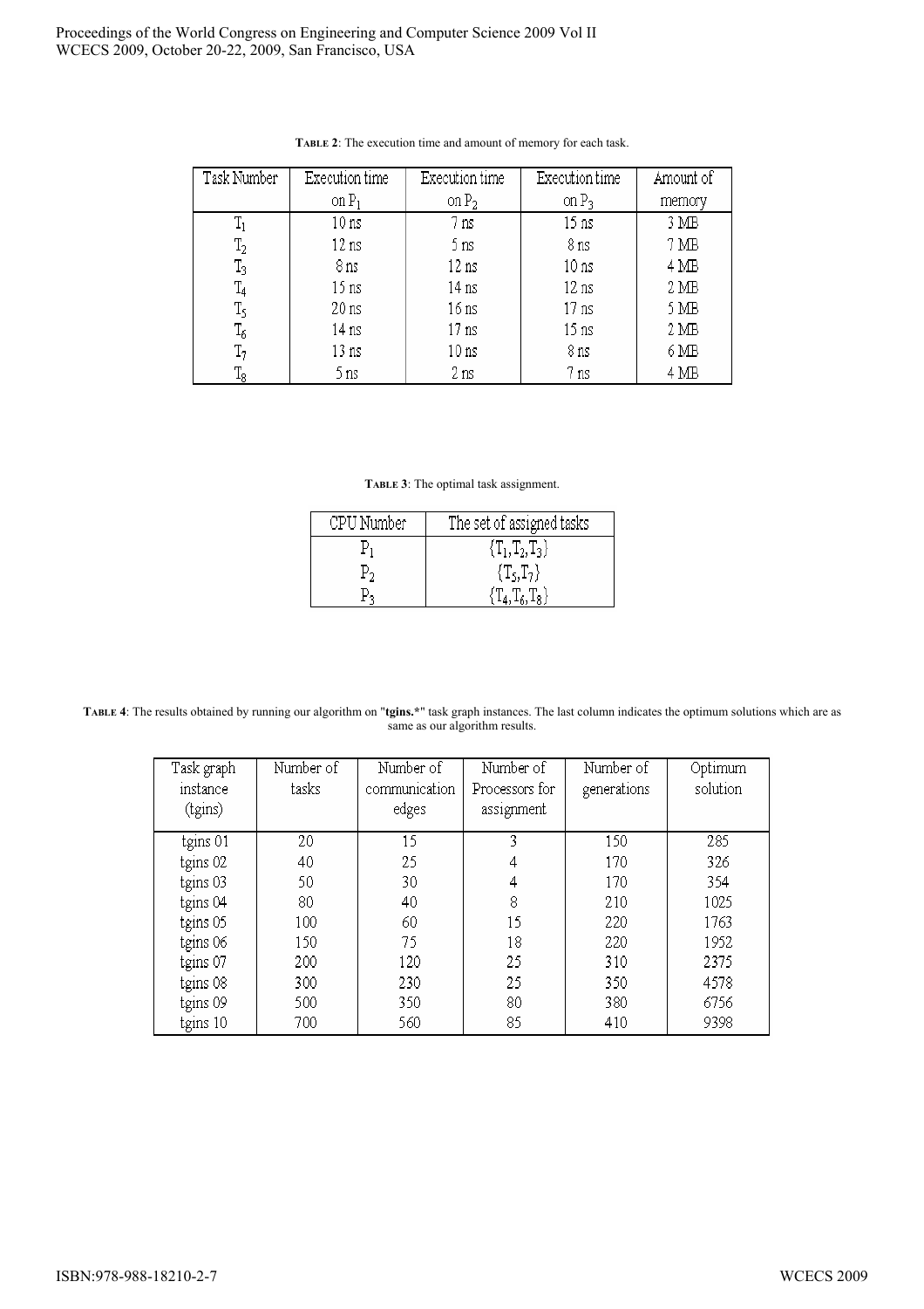**TABLE 2**: The execution time and amount of memory for each task.

| Task Number | Execution time on $P_1$ | Execution time on $P_2$ | Execution time on $P_3$ | Amount of memory |
|---|---|---|---|---|
| $T_1$ | 10 ns | 7 ns | 15 ns | 3 MB |
| $T_2$ | 12 ns | 5 ns | 8 ns | 7 MB |
| $T_3$ | 8 ns | 12 ns | 10 ns | 4 MB |
| $T_4$ | 15 ns | 14 ns | 12 ns | 2 MB |
| $T_5$ | 20 ns | 16 ns | 17 ns | 5 MB |
| $T_6$ | 14 ns | 17 ns | 15 ns | 2 MB |
| $T_7$ | 13 ns | 10 ns | 8 ns | 6 MB |
| $T_8$ | 5 ns | 2 ns | 7 ns | 4 MB |

**TABLE 3**: The optimal task assignment.

| CPU Number | The set of assigned tasks |
|---|---|
| $P_1$ | $\{T_1, T_2, T_3\}$ |
| $P_2$ | $\{T_5, T_7\}$ |
| $P_3$ | $\{T_4, T_6, T_8\}$ |

**TABLE 4**: The results obtained by running our algorithm on "**tgins.***" task graph instances. The last column indicates the optimum solutions which are as same as our algorithm results.

| Task graph instance (tgins) | Number of tasks | Number of communication edges | Number of Processors for assignment | Number of generations | Optimum solution |
|---|---|---|---|---|---|
| tgins 01 | 20 | 15 | 3 | 150 | 285 |
| tgins 02 | 40 | 25 | 4 | 170 | 326 |
| tgins 03 | 50 | 30 | 4 | 170 | 354 |
| tgins 04 | 80 | 40 | 8 | 210 | 1025 |
| tgins 05 | 100 | 60 | 15 | 220 | 1763 |
| tgins 06 | 150 | 75 | 18 | 220 | 1952 |
| tgins 07 | 200 | 120 | 25 | 310 | 2375 |
| tgins 08 | 300 | 230 | 25 | 350 | 4578 |
| tgins 09 | 500 | 350 | 80 | 380 | 6756 |
| tgins 10 | 700 | 560 | 85 | 410 | 9398 |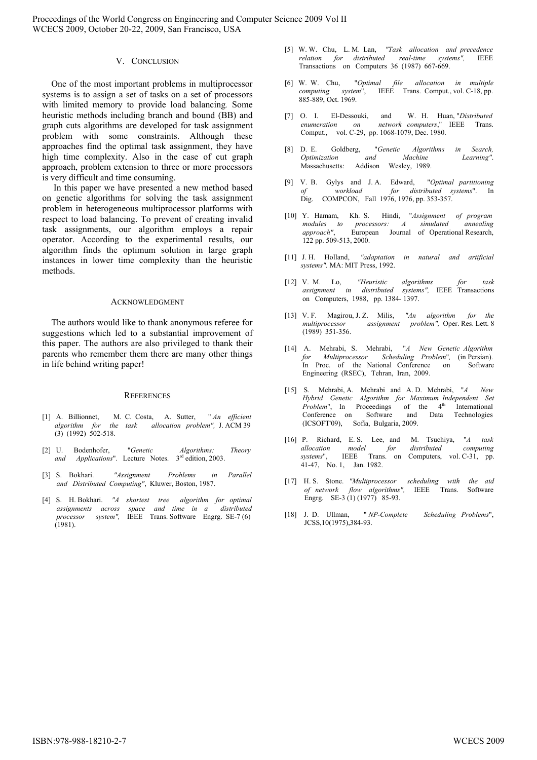## V. CONCLUSION

One of the most important problems in multiprocessor systems is to assign a set of tasks on a set of processors with limited memory to provide load balancing. Some heuristic methods including branch and bound (BB) and graph cuts algorithms are developed for task assignment problem with some constraints. Although these approaches find the optimal task assignment, they have high time complexity. Also in the case of cut graph approach, problem extension to three or more processors is very difficult and time consuming.

In this paper we have presented a new method based on genetic algorithms for solving the task assignment problem in heterogeneous multiprocessor platforms with respect to load balancing. To prevent of creating invalid task assignments, our algorithm employs a repair operator. According to the experimental results, our algorithm finds the optimum solution in large graph instances in lower time complexity than the heuristic methods.

## ACKNOWLEDGMENT

The authors would like to thank anonymous referee for suggestions which led to a substantial improvement of this paper. The authors are also privileged to thank their parents who remember them there are many other things in life behind writing paper!

## REFERENCES

[1] A. Billionnet, M. C. Costa, A. Sutter, " *An efficient algorithm for the task allocation problem",* J. ACM 39 (3) (1992) 502-518.

[2] U. Bodenhofer, "*Genetic Algorithms: Theory and Applications*". Lecture Notes. 3rd edition, 2003.

[3] S. Bokhari. *"Assignment Problems in Parallel and Distributed Computing"*, Kluwer, Boston, 1987.

[4] S. H. Bokhari. *"A shortest tree algorithm for optimal assignments across space and time in a distributed processor system",* IEEE Trans. Software Engrg. SE-7 (6) (1981).

[5] W. W. Chu, L. M. Lan, *"Task allocation and precedence relation for distributed real-time systems",* IEEE Transactions on Computers 36 (1987) 667-669.

[6] W. W. Chu, "*Optimal file allocation in multiple computing system*", IEEE Trans. Comput., vol. C-18, pp. 885-889, Oct. 1969.

[7] O. I. El-Dessouki, and W. H. Huan, "*Distributed enumeration on network computers*," IEEE Trans. Comput., vol. C-29, pp. 1068-1079, Dec. 1980.

[8] D. E. Goldberg, "*Genetic Algorithms in Search, Optimization and Machine Learning"*. Massachusetts: Addison Wesley, 1989.

[9] V. B. Gylys and J. A. Edward, "*Optimal partitioning of workload for distributed systems*". In Dig. COMPCON, Fall 1976, 1976, pp. 353-357.

[10] Y. Hamam, Kh. S. Hindi, "*Assignment of program modules to processors: A simulated annealing approach"*, European Journal of Operational Research, 122 pp. 509-513, 2000.

[11] J. H. Holland, *"adaptation in natural and artificial systems".* MA: MIT Press, 1992.

[12] V. M. Lo, *"Heuristic algorithms for task assignment in distributed systems",* IEEE Transactions on Computers, 1988, pp. 1384- 1397.

[13] V. F. Magirou, J. Z. Milis, *"An algorithm for the multiprocessor assignment problem",* Oper. Res. Lett. 8 (1989) 351-356.

[14] A. Mehrabi, S. Mehrabi, "*A New Genetic Algorithm for Multiprocessor Scheduling Problem*", (in Persian). In Proc. of the National Conference on Software Engineering (RSEC), Tehran, Iran, 2009.

[15] S. Mehrabi, A. Mehrabi and A. D. Mehrabi, "*A New Hybrid Genetic Algorithm for Maximum Independent Set Problem*", In Proceedings of the 4th International Conference on Software and Data Technologies (ICSOFT'09), Sofia, Bulgaria, 2009.

[16] P. Richard, E. S. Lee, and M. Tsuchiya, "*A task allocation model for distributed computing systems*", IEEE Trans. on Computers, vol. C-31, pp. 41-47, No. 1, Jan. 1982.

[17] H. S. Stone. *"Multiprocessor scheduling with the aid of network flow algorithms",* IEEE Trans. Software Engrg. SE-3 (1) (1977) 85-93.

[18] J. D. Ullman, " *NP-Complete Scheduling Problems*", JCSS,10(1975),384-93.